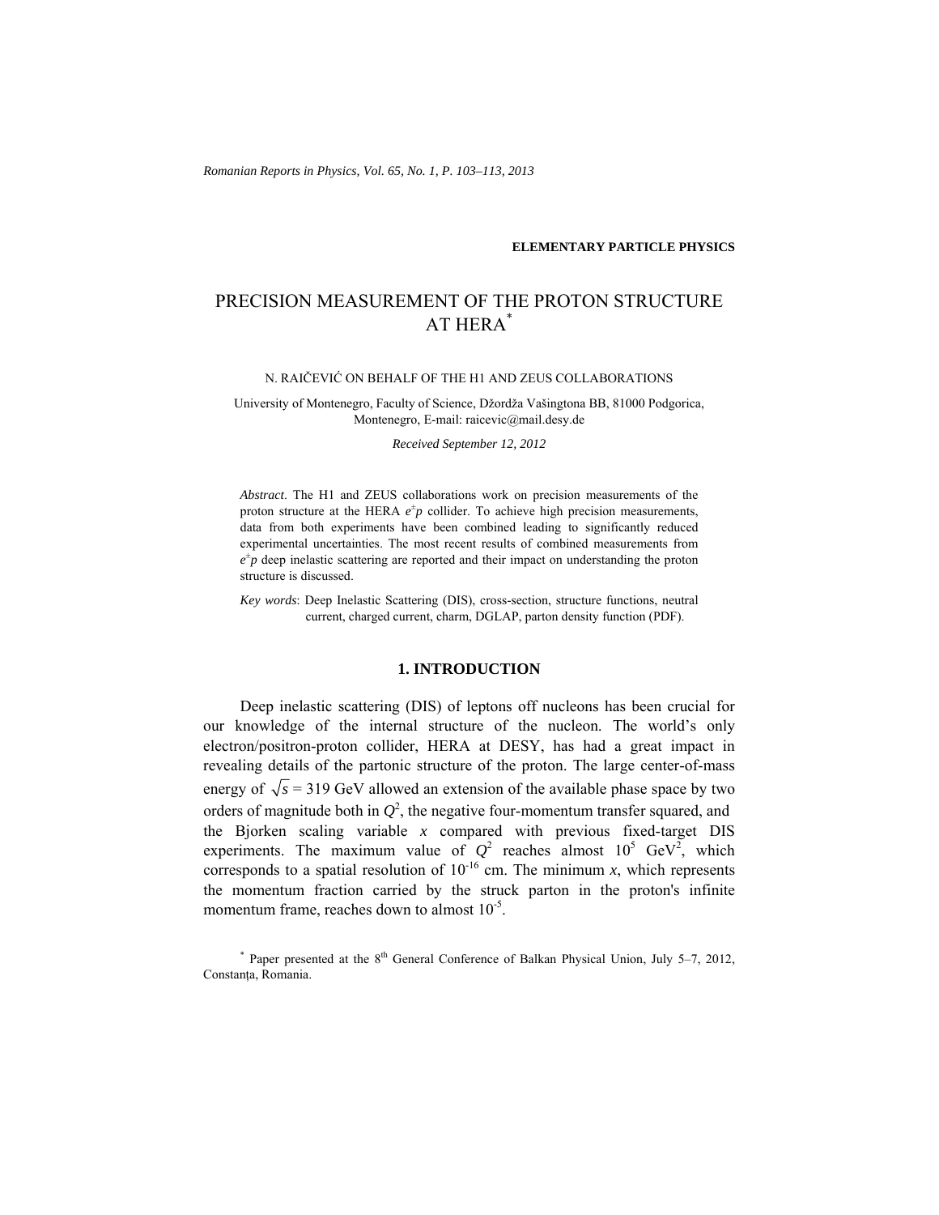**ELEMENTARY PARTICLE PHYSICS**

# PRECISION MEASUREMENT OF THE PROTON STRUCTURE AT HERA[*]

N. RAIČEVIĆ ON BEHALF OF THE H1 AND ZEUS COLLABORATIONS

University of Montenegro, Faculty of Science, Džordža Vašingtona BB, 81000 Podgorica, Montenegro, E-mail: raicevic@mail.desy.de

*Received September 12, 2012*

*Abstract*. The H1 and ZEUS collaborations work on precision measurements of the proton structure at the HERA $e^{\pm}p$ collider. To achieve high precision measurements, data from both experiments have been combined leading to significantly reduced experimental uncertainties. The most recent results of combined measurements from $e^{\pm}p$ deep inelastic scattering are reported and their impact on understanding the proton structure is discussed.

*Key words*: Deep Inelastic Scattering (DIS), cross-section, structure functions, neutral current, charged current, charm, DGLAP, parton density function (PDF).

## 1. INTRODUCTION

Deep inelastic scattering (DIS) of leptons off nucleons has been crucial for our knowledge of the internal structure of the nucleon. The world's only electron/positron-proton collider, HERA at DESY, has had a great impact in revealing details of the partonic structure of the proton. The large center-of-mass energy of $\sqrt{s}$ = 319 GeV allowed an extension of the available phase space by two orders of magnitude both in $Q^2$, the negative four-momentum transfer squared, and the Bjorken scaling variable $x$ compared with previous fixed-target DIS experiments. The maximum value of $Q^2$ reaches almost $10^5$ GeV$^2$, which corresponds to a spatial resolution of $10^{-16}$ cm. The minimum $x$, which represents the momentum fraction carried by the struck parton in the proton's infinite momentum frame, reaches down to almost $10^{-5}$.

[*] Paper presented at the 8th General Conference of Balkan Physical Union, July 5–7, 2012, Constanța, Romania.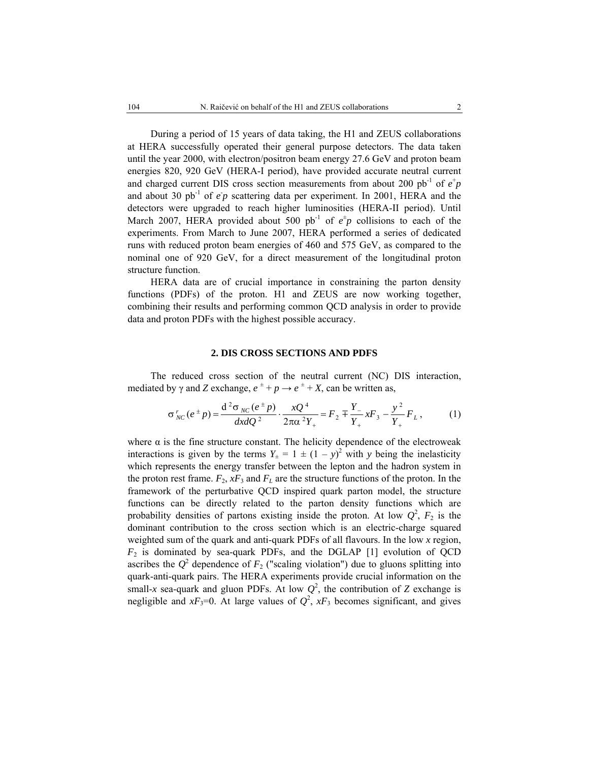During a period of 15 years of data taking, the H1 and ZEUS collaborations at HERA successfully operated their general purpose detectors. The data taken until the year 2000, with electron/positron beam energy 27.6 GeV and proton beam energies 820, 920 GeV (HERA-I period), have provided accurate neutral current and charged current DIS cross section measurements from about 200 pb$^{-1}$ of $e^+p$ and about 30 pb$^{-1}$ of $e^-p$ scattering data per experiment. In 2001, HERA and the detectors were upgraded to reach higher luminosities (HERA-II period). Until March 2007, HERA provided about 500 pb$^{-1}$ of $e^{\pm}p$ collisions to each of the experiments. From March to June 2007, HERA performed a series of dedicated runs with reduced proton beam energies of 460 and 575 GeV, as compared to the nominal one of 920 GeV, for a direct measurement of the longitudinal proton structure function.

HERA data are of crucial importance in constraining the parton density functions (PDFs) of the proton. H1 and ZEUS are now working together, combining their results and performing common QCD analysis in order to provide data and proton PDFs with the highest possible accuracy.

## 2. DIS CROSS SECTIONS AND PDFS

The reduced cross section of the neutral current (NC) DIS interaction, mediated by $\gamma$ and $Z$ exchange, $e^{\pm} + p \rightarrow e^{\pm} + X$, can be written as,

$$\sigma^{r}_{NC}(e^{\pm}p) = \frac{\mathrm{d}^2\sigma_{NC}(e^{\pm}p)}{dxdQ^2} \cdot \frac{xQ^4}{2\pi\alpha^2 Y_+} = F_2 \mp \frac{Y_-}{Y_+} xF_3 - \frac{y^2}{Y_+} F_L \,, \tag{1}$$

where $\alpha$ is the fine structure constant. The helicity dependence of the electroweak interactions is given by the terms $Y_{\pm} = 1 \pm (1 - y)^2$ with $y$ being the inelasticity which represents the energy transfer between the lepton and the hadron system in the proton rest frame. $F_2$, $xF_3$ and $F_L$ are the structure functions of the proton. In the framework of the perturbative QCD inspired quark parton model, the structure functions can be directly related to the parton density functions which are probability densities of partons existing inside the proton. At low $Q^2$, $F_2$ is the dominant contribution to the cross section which is an electric-charge squared weighted sum of the quark and anti-quark PDFs of all flavours. In the low $x$ region, $F_2$ is dominated by sea-quark PDFs, and the DGLAP [1] evolution of QCD ascribes the $Q^2$ dependence of $F_2$ ("scaling violation") due to gluons splitting into quark-anti-quark pairs. The HERA experiments provide crucial information on the small-$x$ sea-quark and gluon PDFs. At low $Q^2$, the contribution of $Z$ exchange is negligible and $xF_3$=0. At large values of $Q^2$, $xF_3$ becomes significant, and gives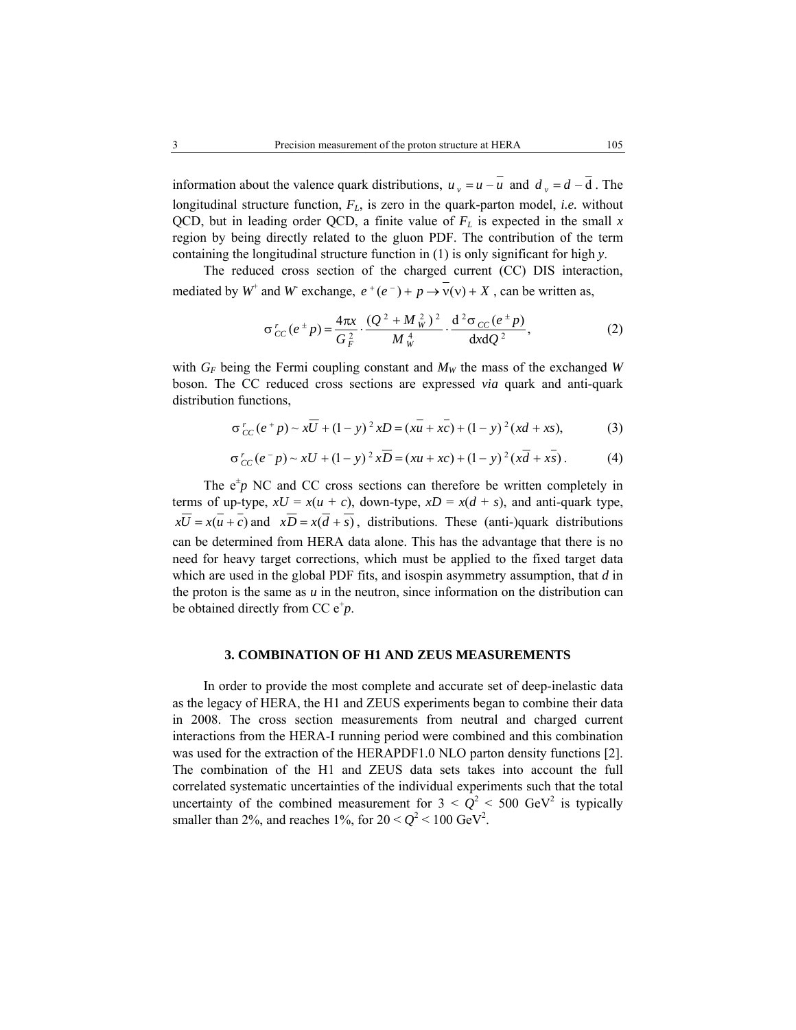information about the valence quark distributions, $u_v = u - \bar{u}$ and $d_v = d - \bar{d}$. The longitudinal structure function, $F_L$, is zero in the quark-parton model, *i.e.* without QCD, but in leading order QCD, a finite value of $F_L$ is expected in the small $x$ region by being directly related to the gluon PDF. The contribution of the term containing the longitudinal structure function in (1) is only significant for high $y$.

The reduced cross section of the charged current (CC) DIS interaction, mediated by $W^+$ and $W^-$ exchange, $e^+(e^-) + p \to \bar{\nu}(\nu) + X$, can be written as,

$$\sigma^r_{CC}(e^\pm p) = \frac{4\pi x}{G_F^2} \cdot \frac{(Q^2 + M_W^2)^2}{M_W^4} \cdot \frac{\mathrm{d}^2\sigma_{CC}(e^\pm p)}{\mathrm{d}x\mathrm{d}Q^2}, \tag{2}$$

with $G_F$ being the Fermi coupling constant and $M_W$ the mass of the exchanged $W$ boson. The CC reduced cross sections are expressed *via* quark and anti-quark distribution functions,

$$\sigma^r_{CC}(e^+ p) \sim x\bar{U} + (1-y)^2 xD = (x\bar{u} + x\bar{c}) + (1-y)^2(xd + xs), \tag{3}$$

$$\sigma^r_{CC}(e^- p) \sim xU + (1-y)^2 x\bar{D} = (xu + xc) + (1-y)^2(x\bar{d} + x\bar{s}). \tag{4}$$

The $e^\pm p$ NC and CC cross sections can therefore be written completely in terms of up-type, $xU = x(u + c)$, down-type, $xD = x(d + s)$, and anti-quark type, $x\bar{U} = x(\bar{u} + \bar{c})$ and $x\bar{D} = x(\bar{d} + \bar{s})$, distributions. These (anti-)quark distributions can be determined from HERA data alone. This has the advantage that there is no need for heavy target corrections, which must be applied to the fixed target data which are used in the global PDF fits, and isospin asymmetry assumption, that $d$ in the proton is the same as $u$ in the neutron, since information on the distribution can be obtained directly from CC $e^+p$.

## 3. COMBINATION OF H1 AND ZEUS MEASUREMENTS

In order to provide the most complete and accurate set of deep-inelastic data as the legacy of HERA, the H1 and ZEUS experiments began to combine their data in 2008. The cross section measurements from neutral and charged current interactions from the HERA-I running period were combined and this combination was used for the extraction of the HERAPDF1.0 NLO parton density functions [2]. The combination of the H1 and ZEUS data sets takes into account the full correlated systematic uncertainties of the individual experiments such that the total uncertainty of the combined measurement for $3 < Q^2 < 500$ GeV$^2$ is typically smaller than 2%, and reaches 1%, for $20 < Q^2 < 100$ GeV$^2$.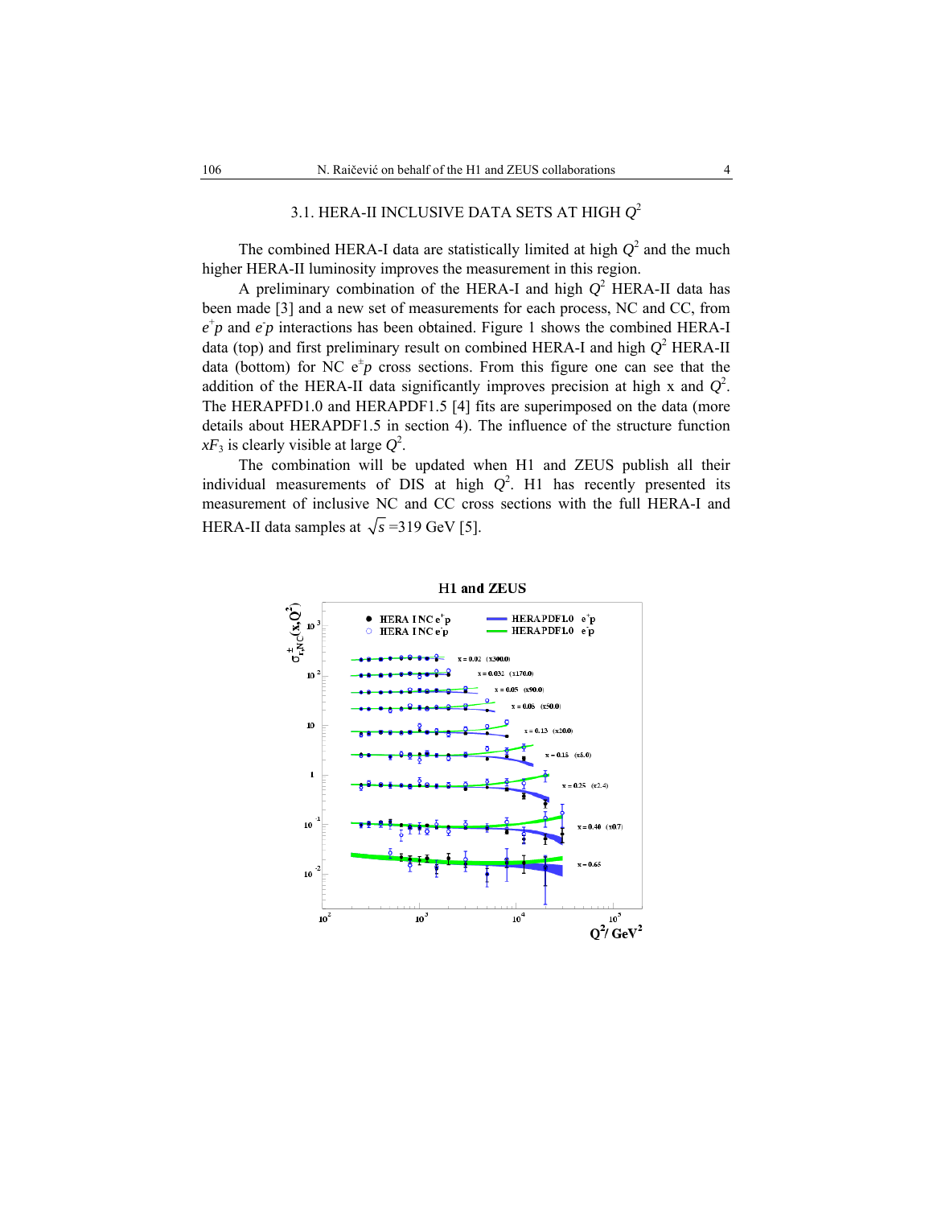### 3.1. HERA-II INCLUSIVE DATA SETS AT HIGH $Q^2$

The combined HERA-I data are statistically limited at high $Q^2$ and the much higher HERA-II luminosity improves the measurement in this region.

A preliminary combination of the HERA-I and high $Q^2$ HERA-II data has been made [3] and a new set of measurements for each process, NC and CC, from $e^+p$ and $e^-p$ interactions has been obtained. Figure 1 shows the combined HERA-I data (top) and first preliminary result on combined HERA-I and high $Q^2$ HERA-II data (bottom) for NC $e^+p$ cross sections. From this figure one can see that the addition of the HERA-II data significantly improves precision at high x and $Q^2$. The HERAPFD1.0 and HERAPDF1.5 [4] fits are superimposed on the data (more details about HERAPDF1.5 in section 4). The influence of the structure function $xF_3$ is clearly visible at large $Q^2$.

The combination will be updated when H1 and ZEUS publish all their individual measurements of DIS at high $Q^2$. H1 has recently presented its measurement of inclusive NC and CC cross sections with the full HERA-I and HERA-II data samples at $\sqrt{s}$ =319 GeV [5].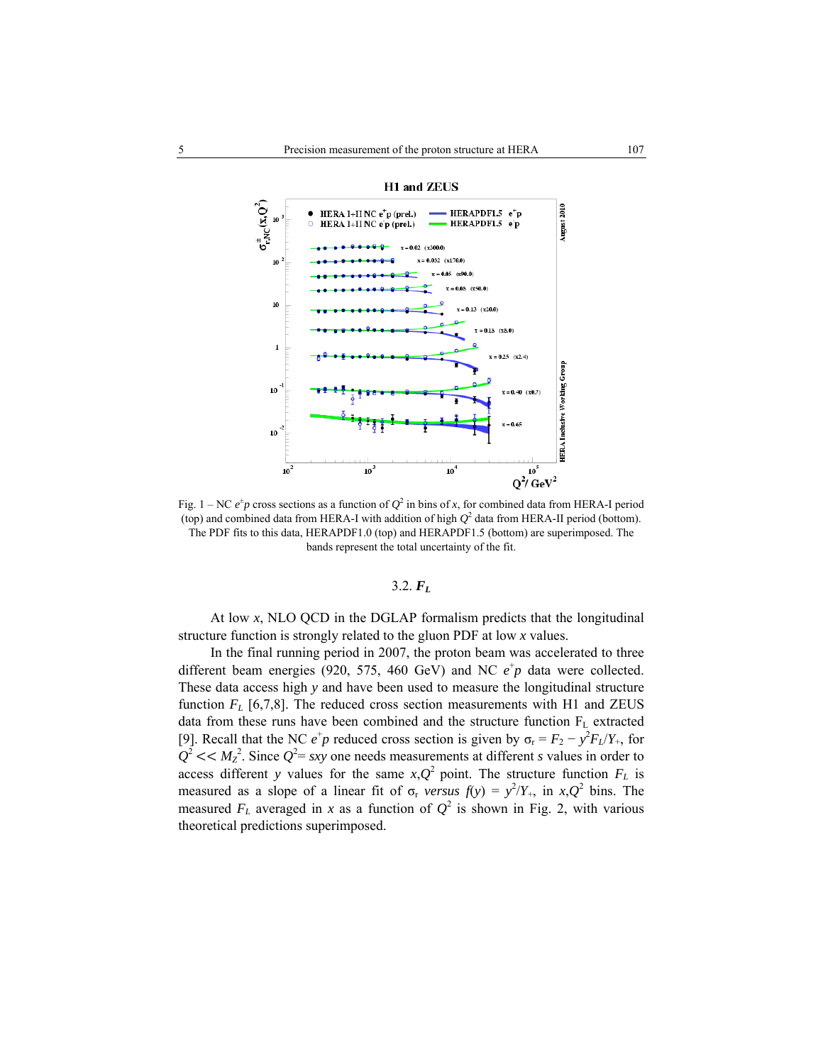Fig. 1 – NC $e^+p$ cross sections as a function of $Q^2$ in bins of $x$, for combined data from HERA-I period (top) and combined data from HERA-I with addition of high $Q^2$ data from HERA-II period (bottom). The PDF fits to this data, HERAPDF1.0 (top) and HERAPDF1.5 (bottom) are superimposed. The bands represent the total uncertainty of the fit.

### 3.2. $F_L$

At low $x$, NLO QCD in the DGLAP formalism predicts that the longitudinal structure function is strongly related to the gluon PDF at low $x$ values.

In the final running period in 2007, the proton beam was accelerated to three different beam energies (920, 575, 460 GeV) and NC $e^+p$ data were collected. These data access high $y$ and have been used to measure the longitudinal structure function $F_L$ [6,7,8]. The reduced cross section measurements with H1 and ZEUS data from these runs have been combined and the structure function $F_L$ extracted [9]. Recall that the NC $e^+p$ reduced cross section is given by $\sigma_r = F_2 - y^2 F_L/Y_+$, for $Q^2 << M_Z^2$. Since $Q^2 = sxy$ one needs measurements at different $s$ values in order to access different $y$ values for the same $x,Q^2$ point. The structure function $F_L$ is measured as a slope of a linear fit of $\sigma_r$ *versus* $f(y) = y^2/Y_+$, in $x,Q^2$ bins. The measured $F_L$ averaged in $x$ as a function of $Q^2$ is shown in Fig. 2, with various theoretical predictions superimposed.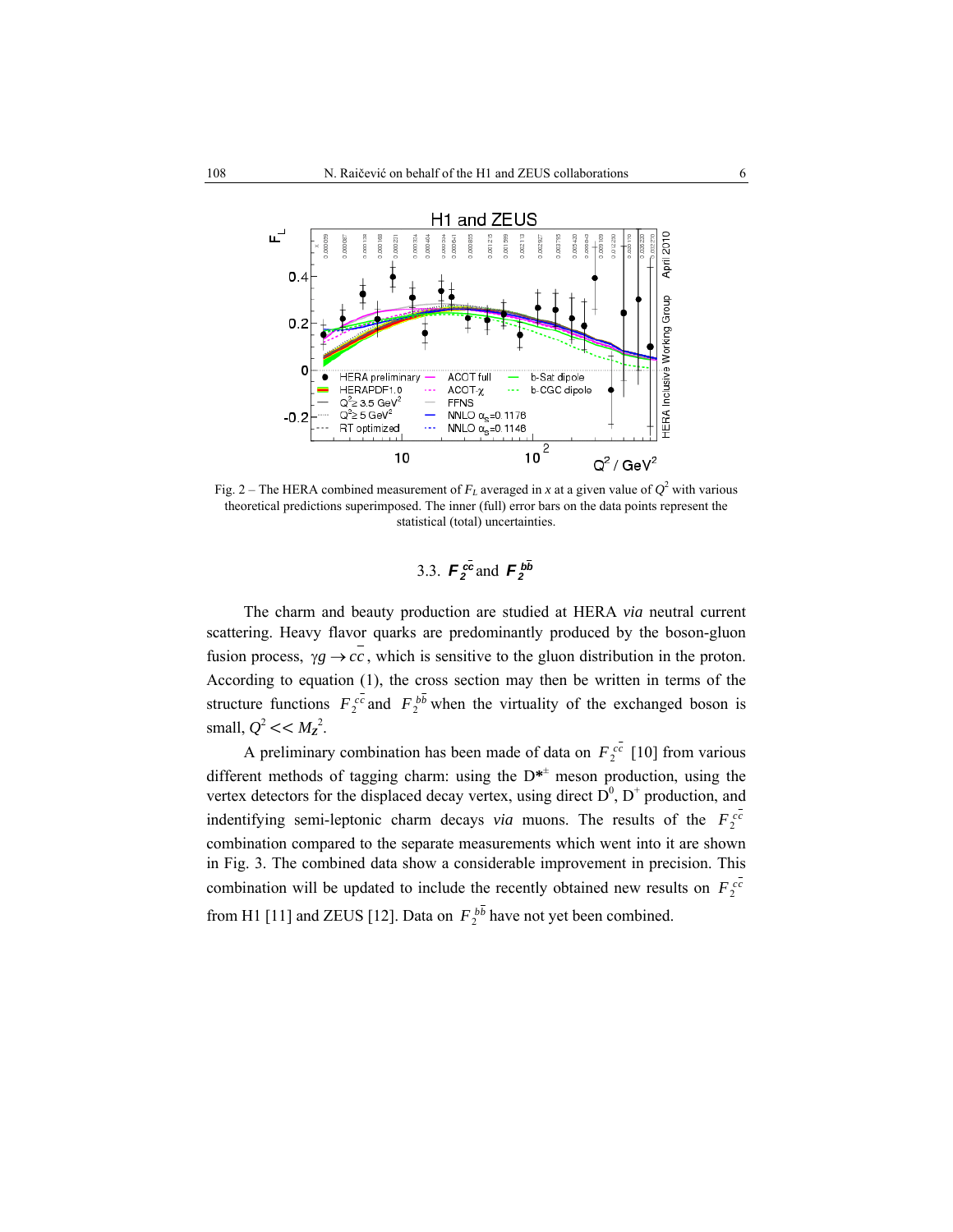Fig. 2 – The HERA combined measurement of $F_L$ averaged in $x$ at a given value of $Q^2$ with various theoretical predictions superimposed. The inner (full) error bars on the data points represent the statistical (total) uncertainties.

### 3.3. $F_2^{c\bar{c}}$ and $F_2^{b\bar{b}}$

The charm and beauty production are studied at HERA *via* neutral current scattering. Heavy flavor quarks are predominantly produced by the boson-gluon fusion process, $\gamma g \to c\bar{c}$, which is sensitive to the gluon distribution in the proton. According to equation (1), the cross section may then be written in terms of the structure functions $F_2^{c\bar{c}}$ and $F_2^{b\bar{b}}$ when the virtuality of the exchanged boson is small, $Q^2 << M_Z^2$.

A preliminary combination has been made of data on $F_2^{c\bar{c}}$ [10] from various different methods of tagging charm: using the $D^{*\pm}$ meson production, using the vertex detectors for the displaced decay vertex, using direct $D^0$, $D^+$ production, and indentifying semi-leptonic charm decays *via* muons. The results of the $F_2^{c\bar{c}}$ combination compared to the separate measurements which went into it are shown in Fig. 3. The combined data show a considerable improvement in precision. This combination will be updated to include the recently obtained new results on $F_2^{c\bar{c}}$ from H1 [11] and ZEUS [12]. Data on $F_2^{b\bar{b}}$ have not yet been combined.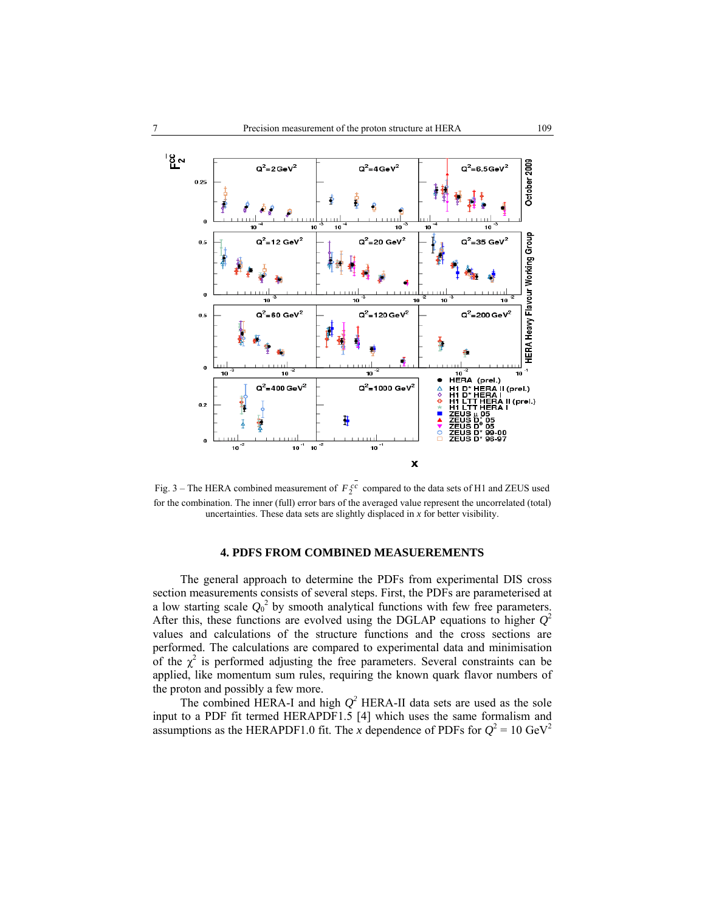Fig. 3 – The HERA combined measurement of $F_2^{c\bar{c}}$ compared to the data sets of H1 and ZEUS used for the combination. The inner (full) error bars of the averaged value represent the uncorrelated (total) uncertainties. These data sets are slightly displaced in $x$ for better visibility.

## 4. PDFS FROM COMBINED MEASUREMENTS

The general approach to determine the PDFs from experimental DIS cross section measurements consists of several steps. First, the PDFs are parameterised at a low starting scale $Q_0^2$ by smooth analytical functions with few free parameters. After this, these functions are evolved using the DGLAP equations to higher $Q^2$ values and calculations of the structure functions and the cross sections are performed. The calculations are compared to experimental data and minimisation of the $\chi^2$ is performed adjusting the free parameters. Several constraints can be applied, like momentum sum rules, requiring the known quark flavor numbers of the proton and possibly a few more.

The combined HERA-I and high $Q^2$ HERA-II data sets are used as the sole input to a PDF fit termed HERAPDF1.5 [4] which uses the same formalism and assumptions as the HERAPDF1.0 fit. The $x$ dependence of PDFs for $Q^2 = 10$ GeV$^2$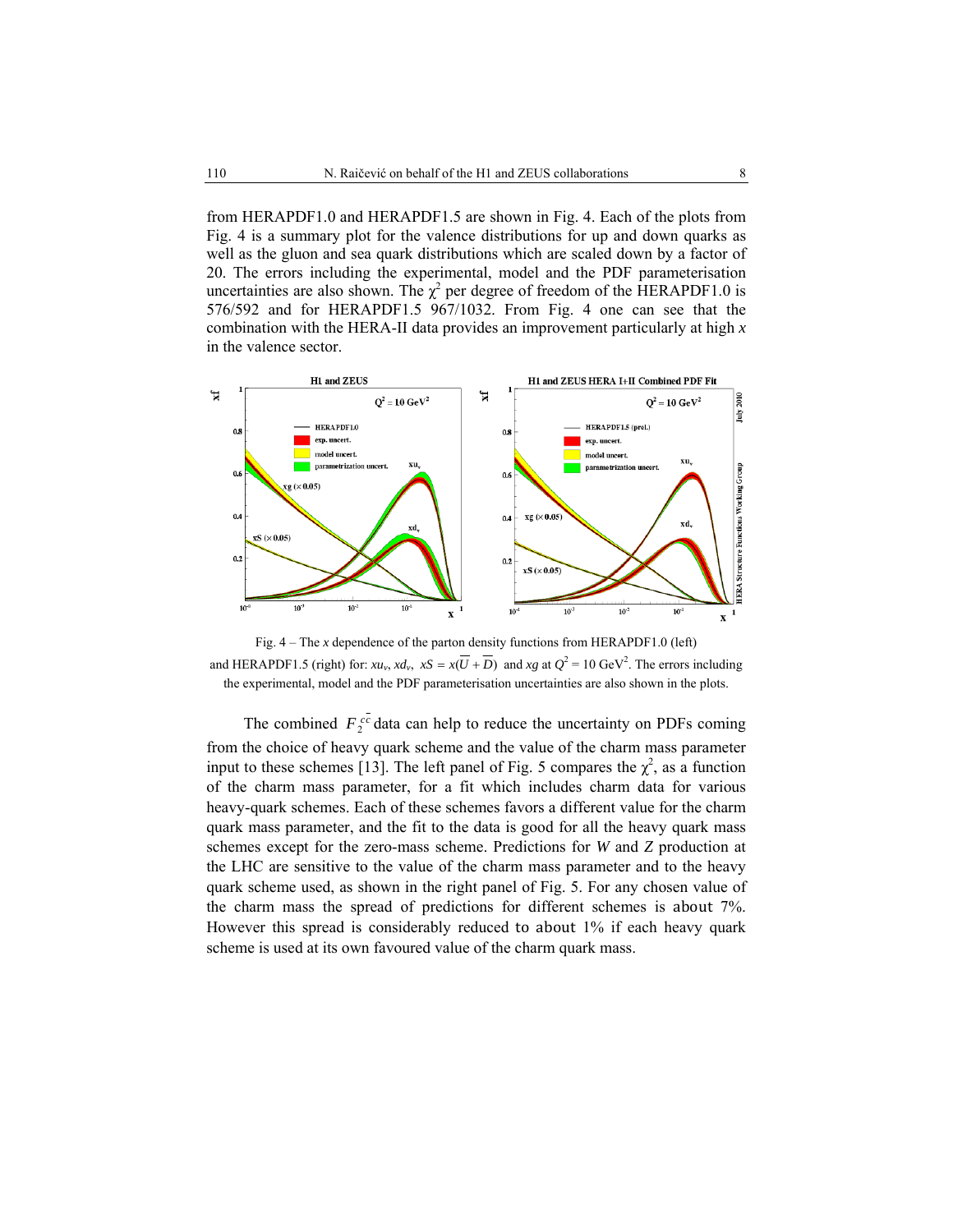from HERAPDF1.0 and HERAPDF1.5 are shown in Fig. 4. Each of the plots from Fig. 4 is a summary plot for the valence distributions for up and down quarks as well as the gluon and sea quark distributions which are scaled down by a factor of 20. The errors including the experimental, model and the PDF parameterisation uncertainties are also shown. The $\chi^2$ per degree of freedom of the HERAPDF1.0 is 576/592 and for HERAPDF1.5 967/1032. From Fig. 4 one can see that the combination with the HERA-II data provides an improvement particularly at high $x$ in the valence sector.

Fig. 4 – The $x$ dependence of the parton density functions from HERAPDF1.0 (left) and HERAPDF1.5 (right) for: $xu_v$, $xd_v$, $xS = x(\overline{U} + \overline{D})$ and $xg$ at $Q^2 = 10$ GeV$^2$. The errors including the experimental, model and the PDF parameterisation uncertainties are also shown in the plots.

The combined $F_2^{c\bar{c}}$ data can help to reduce the uncertainty on PDFs coming from the choice of heavy quark scheme and the value of the charm mass parameter input to these schemes [13]. The left panel of Fig. 5 compares the $\chi^2$, as a function of the charm mass parameter, for a fit which includes charm data for various heavy-quark schemes. Each of these schemes favors a different value for the charm quark mass parameter, and the fit to the data is good for all the heavy quark mass schemes except for the zero-mass scheme. Predictions for $W$ and $Z$ production at the LHC are sensitive to the value of the charm mass parameter and to the heavy quark scheme used, as shown in the right panel of Fig. 5. For any chosen value of the charm mass the spread of predictions for different schemes is about 7%. However this spread is considerably reduced to about 1% if each heavy quark scheme is used at its own favoured value of the charm quark mass.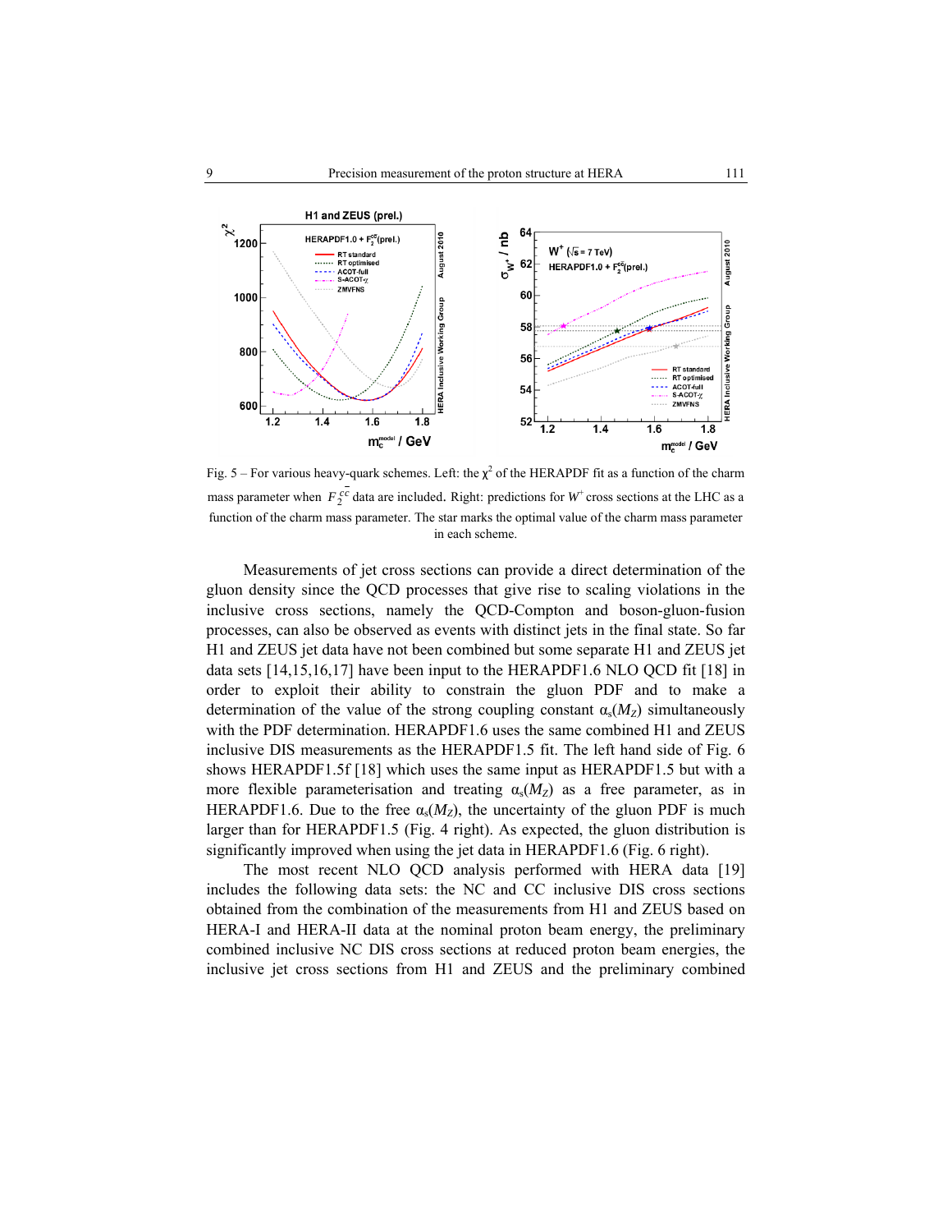Fig. 5 – For various heavy-quark schemes. Left: the $\chi^2$ of the HERAPDF fit as a function of the charm mass parameter when $F_2^{c\bar{c}}$ data are included. Right: predictions for $W^+$ cross sections at the LHC as a function of the charm mass parameter. The star marks the optimal value of the charm mass parameter in each scheme.

Measurements of jet cross sections can provide a direct determination of the gluon density since the QCD processes that give rise to scaling violations in the inclusive cross sections, namely the QCD-Compton and boson-gluon-fusion processes, can also be observed as events with distinct jets in the final state. So far H1 and ZEUS jet data have not been combined but some separate H1 and ZEUS jet data sets [14,15,16,17] have been input to the HERAPDF1.6 NLO QCD fit [18] in order to exploit their ability to constrain the gluon PDF and to make a determination of the value of the strong coupling constant $\alpha_s(M_Z)$ simultaneously with the PDF determination. HERAPDF1.6 uses the same combined H1 and ZEUS inclusive DIS measurements as the HERAPDF1.5 fit. The left hand side of Fig. 6 shows HERAPDF1.5f [18] which uses the same input as HERAPDF1.5 but with a more flexible parameterisation and treating $\alpha_s(M_Z)$ as a free parameter, as in HERAPDF1.6. Due to the free $\alpha_s(M_Z)$, the uncertainty of the gluon PDF is much larger than for HERAPDF1.5 (Fig. 4 right). As expected, the gluon distribution is significantly improved when using the jet data in HERAPDF1.6 (Fig. 6 right).

The most recent NLO QCD analysis performed with HERA data [19] includes the following data sets: the NC and CC inclusive DIS cross sections obtained from the combination of the measurements from H1 and ZEUS based on HERA-I and HERA-II data at the nominal proton beam energy, the preliminary combined inclusive NC DIS cross sections at reduced proton beam energies, the inclusive jet cross sections from H1 and ZEUS and the preliminary combined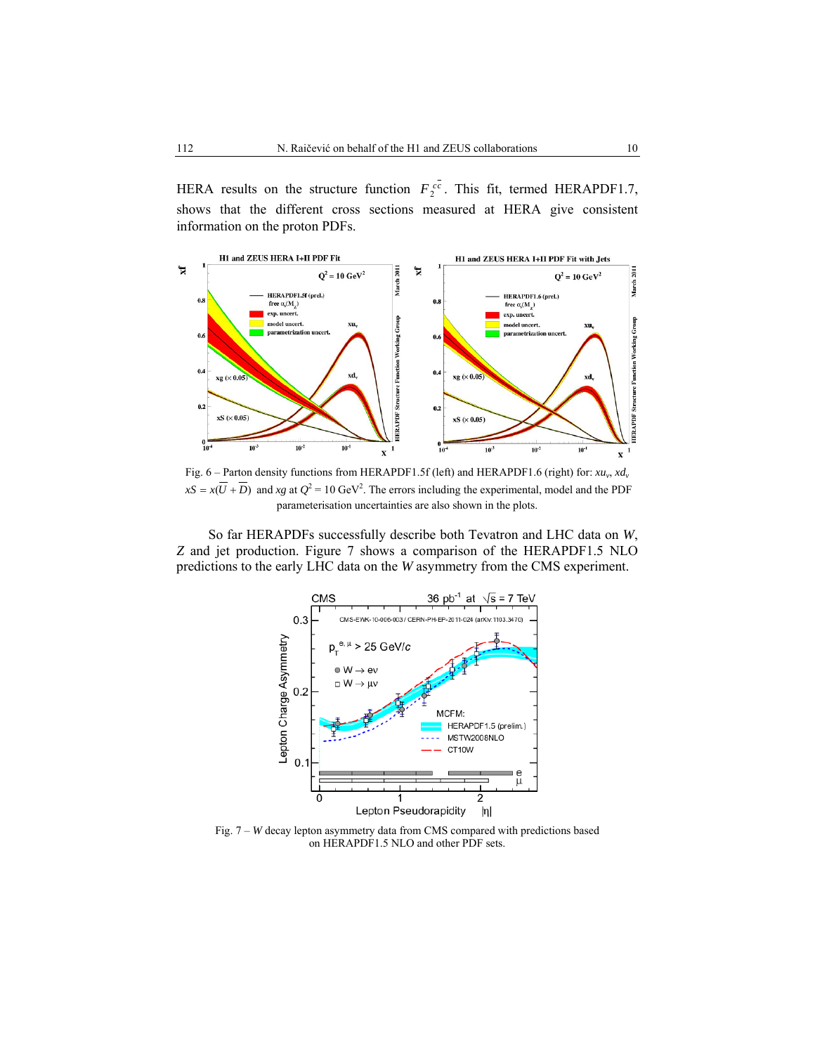HERA results on the structure function $F_2^{c\bar{c}}$. This fit, termed HERAPDF1.7, shows that the different cross sections measured at HERA give consistent information on the proton PDFs.

Fig. 6 – Parton density functions from HERAPDF1.5f (left) and HERAPDF1.6 (right) for: $xu_v$, $xd_v$ $xS = x(\overline{U} + \overline{D})$ and $xg$ at $Q^2 = 10$ GeV$^2$. The errors including the experimental, model and the PDF parameterisation uncertainties are also shown in the plots.

So far HERAPDFs successfully describe both Tevatron and LHC data on *W*, *Z* and jet production. Figure 7 shows a comparison of the HERAPDF1.5 NLO predictions to the early LHC data on the *W* asymmetry from the CMS experiment.

Fig. 7 – *W* decay lepton asymmetry data from CMS compared with predictions based on HERAPDF1.5 NLO and other PDF sets.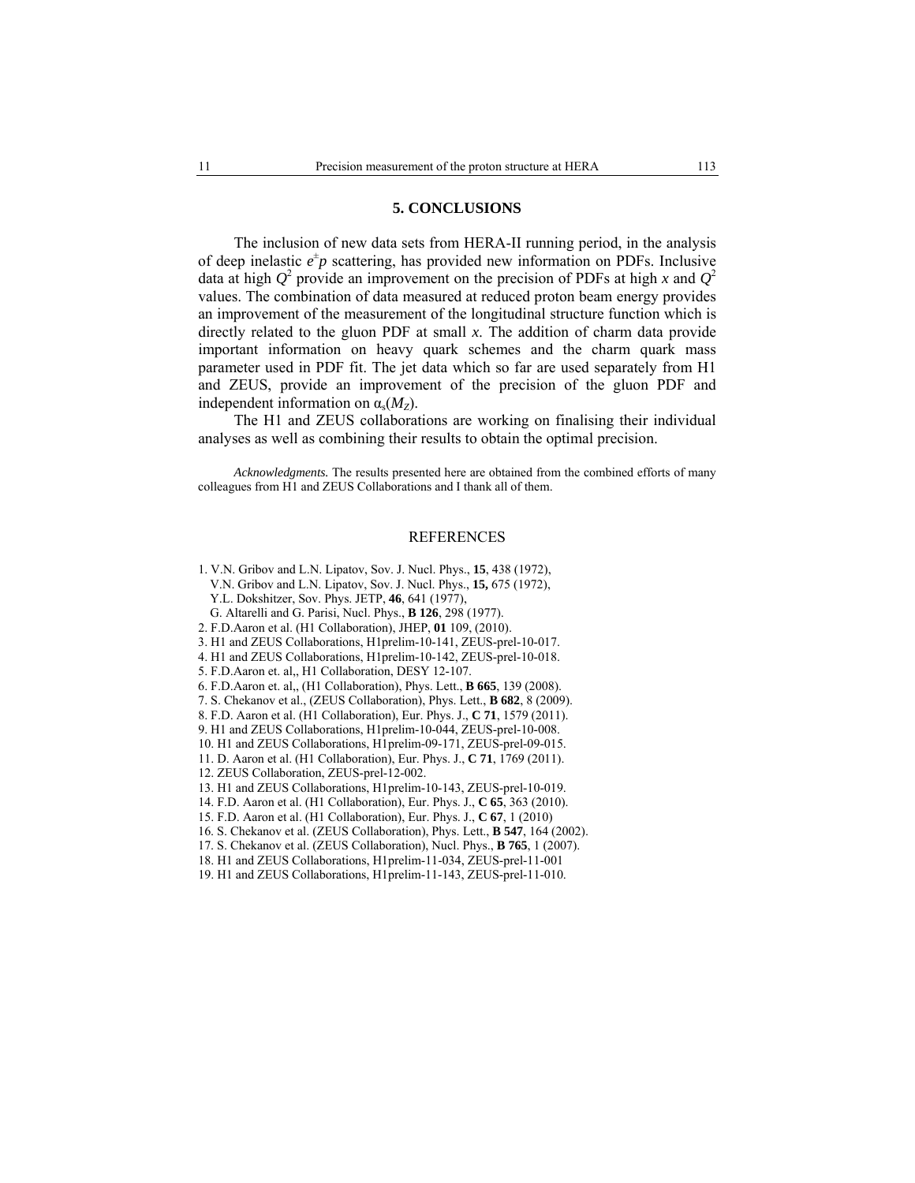## 5. CONCLUSIONS

The inclusion of new data sets from HERA-II running period, in the analysis of deep inelastic $e^{\pm}p$ scattering, has provided new information on PDFs. Inclusive data at high $Q^2$ provide an improvement on the precision of PDFs at high $x$ and $Q^2$ values. The combination of data measured at reduced proton beam energy provides an improvement of the measurement of the longitudinal structure function which is directly related to the gluon PDF at small $x$. The addition of charm data provide important information on heavy quark schemes and the charm quark mass parameter used in PDF fit. The jet data which so far are used separately from H1 and ZEUS, provide an improvement of the precision of the gluon PDF and independent information on $\alpha_s(M_Z)$.

The H1 and ZEUS collaborations are working on finalising their individual analyses as well as combining their results to obtain the optimal precision.

*Acknowledgments.* The results presented here are obtained from the combined efforts of many colleagues from H1 and ZEUS Collaborations and I thank all of them.

## REFERENCES

1. V.N. Gribov and L.N. Lipatov, Sov. J. Nucl. Phys., **15**, 438 (1972),
   V.N. Gribov and L.N. Lipatov, Sov. J. Nucl. Phys., **15,** 675 (1972),
   Y.L. Dokshitzer, Sov. Phys. JETP, **46**, 641 (1977),
   G. Altarelli and G. Parisi, Nucl. Phys., **B 126**, 298 (1977).
2. F.D.Aaron et al. (H1 Collaboration), JHEP, **01** 109, (2010).
3. H1 and ZEUS Collaborations, H1prelim-10-141, ZEUS-prel-10-017.
4. H1 and ZEUS Collaborations, H1prelim-10-142, ZEUS-prel-10-018.
5. F.D.Aaron et. al,, H1 Collaboration, DESY 12-107.
6. F.D.Aaron et. al,, (H1 Collaboration), Phys. Lett., **B 665**, 139 (2008).
7. S. Chekanov et al., (ZEUS Collaboration), Phys. Lett., **B 682**, 8 (2009).
8. F.D. Aaron et al. (H1 Collaboration), Eur. Phys. J., **C 71**, 1579 (2011).
9. H1 and ZEUS Collaborations, H1prelim-10-044, ZEUS-prel-10-008.
10. H1 and ZEUS Collaborations, H1prelim-09-171, ZEUS-prel-09-015.
11. D. Aaron et al. (H1 Collaboration), Eur. Phys. J., **C 71**, 1769 (2011).
12. ZEUS Collaboration, ZEUS-prel-12-002.
13. H1 and ZEUS Collaborations, H1prelim-10-143, ZEUS-prel-10-019.
14. F.D. Aaron et al. (H1 Collaboration), Eur. Phys. J., **C 65**, 363 (2010).
15. F.D. Aaron et al. (H1 Collaboration), Eur. Phys. J., **C 67**, 1 (2010)
16. S. Chekanov et al. (ZEUS Collaboration), Phys. Lett., **B 547**, 164 (2002).
17. S. Chekanov et al. (ZEUS Collaboration), Nucl. Phys., **B 765**, 1 (2007).
18. H1 and ZEUS Collaborations, H1prelim-11-034, ZEUS-prel-11-001
19. H1 and ZEUS Collaborations, H1prelim-11-143, ZEUS-prel-11-010.